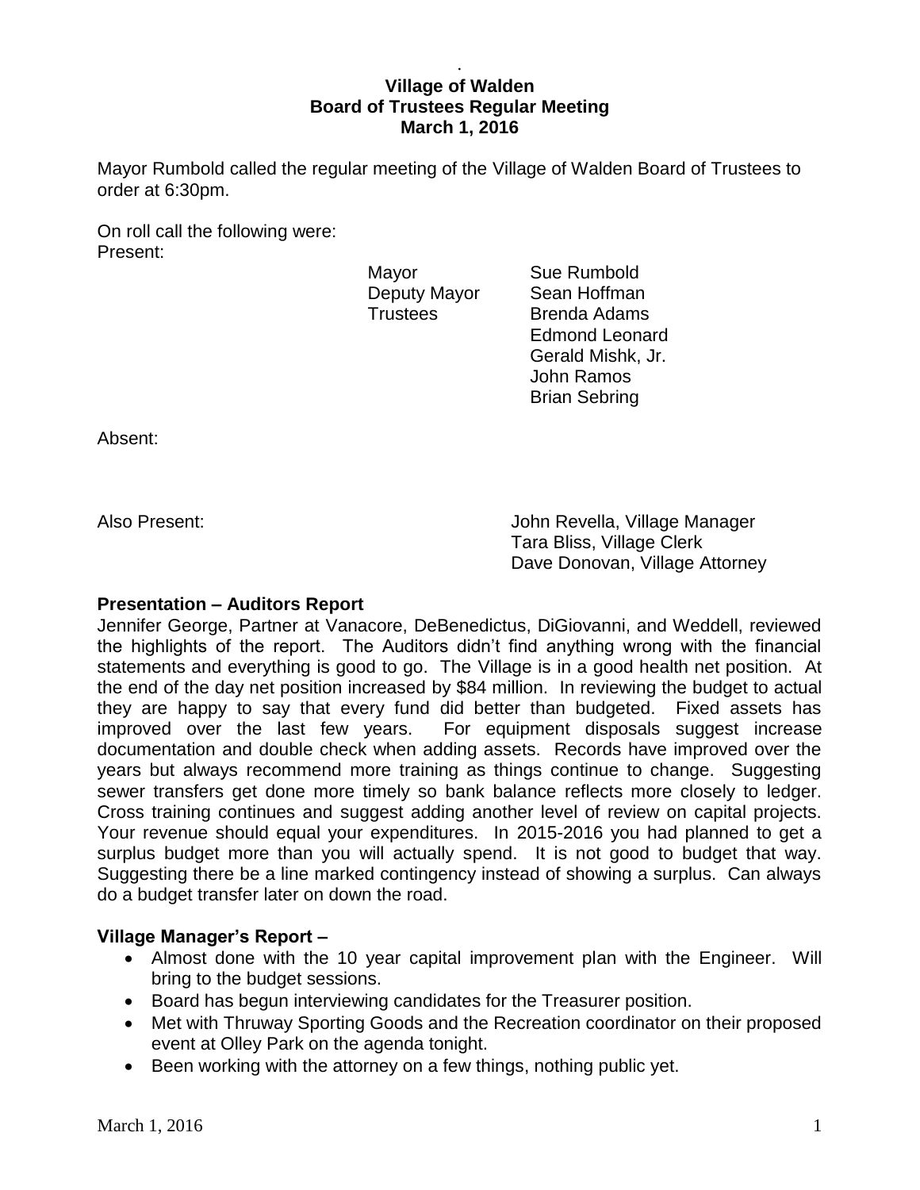# Village of Walden
## Board of Trustees Regular Meeting
## March 1, 2016

Mayor Rumbold called the regular meeting of the Village of Walden Board of Trustees to order at 6:30pm.

On roll call the following were:
Present:

| | |
|---|---|
| Mayor | Sue Rumbold |
| Deputy Mayor | Sean Hoffman |
| Trustees | Brenda Adams |
| | Edmond Leonard |
| | Gerald Mishk, Jr. |
| | John Ramos |
| | Brian Sebring |

Absent:

Also Present:
John Revella, Village Manager
Tara Bliss, Village Clerk
Dave Donovan, Village Attorney

**Presentation – Auditors Report**
Jennifer George, Partner at Vanacore, DeBenedictus, DiGiovanni, and Weddell, reviewed the highlights of the report. The Auditors didn't find anything wrong with the financial statements and everything is good to go. The Village is in a good health net position. At the end of the day net position increased by $84 million. In reviewing the budget to actual they are happy to say that every fund did better than budgeted. Fixed assets has improved over the last few years. For equipment disposals suggest increase documentation and double check when adding assets. Records have improved over the years but always recommend more training as things continue to change. Suggesting sewer transfers get done more timely so bank balance reflects more closely to ledger. Cross training continues and suggest adding another level of review on capital projects. Your revenue should equal your expenditures. In 2015-2016 you had planned to get a surplus budget more than you will actually spend. It is not good to budget that way. Suggesting there be a line marked contingency instead of showing a surplus. Can always do a budget transfer later on down the road.

**Village Manager's Report –**

- Almost done with the 10 year capital improvement plan with the Engineer. Will bring to the budget sessions.
- Board has begun interviewing candidates for the Treasurer position.
- Met with Thruway Sporting Goods and the Recreation coordinator on their proposed event at Olley Park on the agenda tonight.
- Been working with the attorney on a few things, nothing public yet.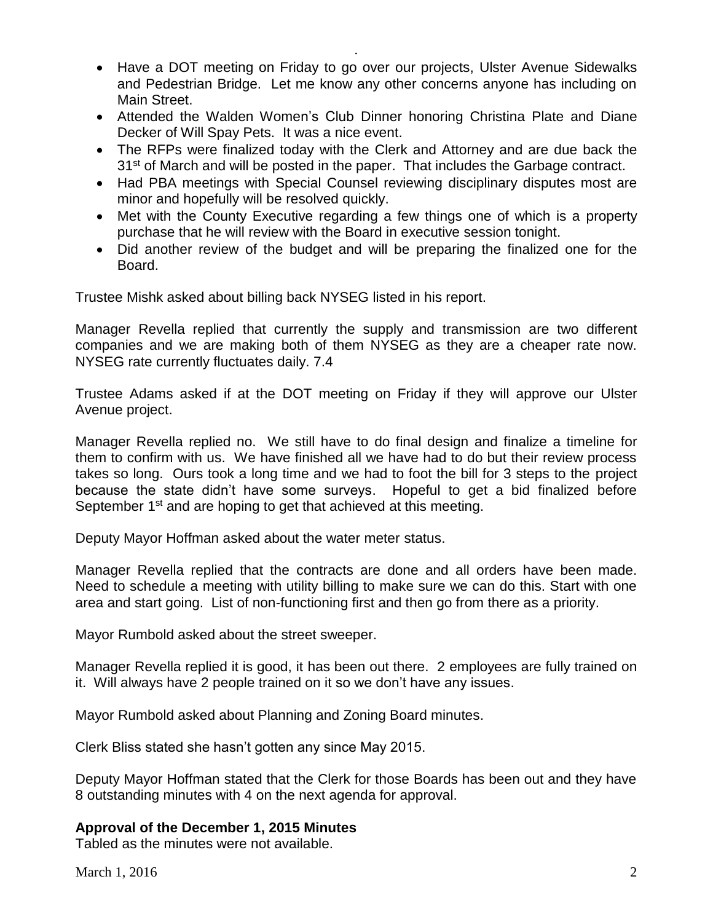- Have a DOT meeting on Friday to go over our projects, Ulster Avenue Sidewalks and Pedestrian Bridge. Let me know any other concerns anyone has including on Main Street.
- Attended the Walden Women's Club Dinner honoring Christina Plate and Diane Decker of Will Spay Pets. It was a nice event.
- The RFPs were finalized today with the Clerk and Attorney and are due back the 31st of March and will be posted in the paper. That includes the Garbage contract.
- Had PBA meetings with Special Counsel reviewing disciplinary disputes most are minor and hopefully will be resolved quickly.
- Met with the County Executive regarding a few things one of which is a property purchase that he will review with the Board in executive session tonight.
- Did another review of the budget and will be preparing the finalized one for the Board.

Trustee Mishk asked about billing back NYSEG listed in his report.

Manager Revella replied that currently the supply and transmission are two different companies and we are making both of them NYSEG as they are a cheaper rate now. NYSEG rate currently fluctuates daily. 7.4

Trustee Adams asked if at the DOT meeting on Friday if they will approve our Ulster Avenue project.

Manager Revella replied no. We still have to do final design and finalize a timeline for them to confirm with us. We have finished all we have had to do but their review process takes so long. Ours took a long time and we had to foot the bill for 3 steps to the project because the state didn't have some surveys. Hopeful to get a bid finalized before September 1st and are hoping to get that achieved at this meeting.

Deputy Mayor Hoffman asked about the water meter status.

Manager Revella replied that the contracts are done and all orders have been made. Need to schedule a meeting with utility billing to make sure we can do this. Start with one area and start going. List of non-functioning first and then go from there as a priority.

Mayor Rumbold asked about the street sweeper.

Manager Revella replied it is good, it has been out there. 2 employees are fully trained on it. Will always have 2 people trained on it so we don't have any issues.

Mayor Rumbold asked about Planning and Zoning Board minutes.

Clerk Bliss stated she hasn't gotten any since May 2015.

Deputy Mayor Hoffman stated that the Clerk for those Boards has been out and they have 8 outstanding minutes with 4 on the next agenda for approval.

**Approval of the December 1, 2015 Minutes**

Tabled as the minutes were not available.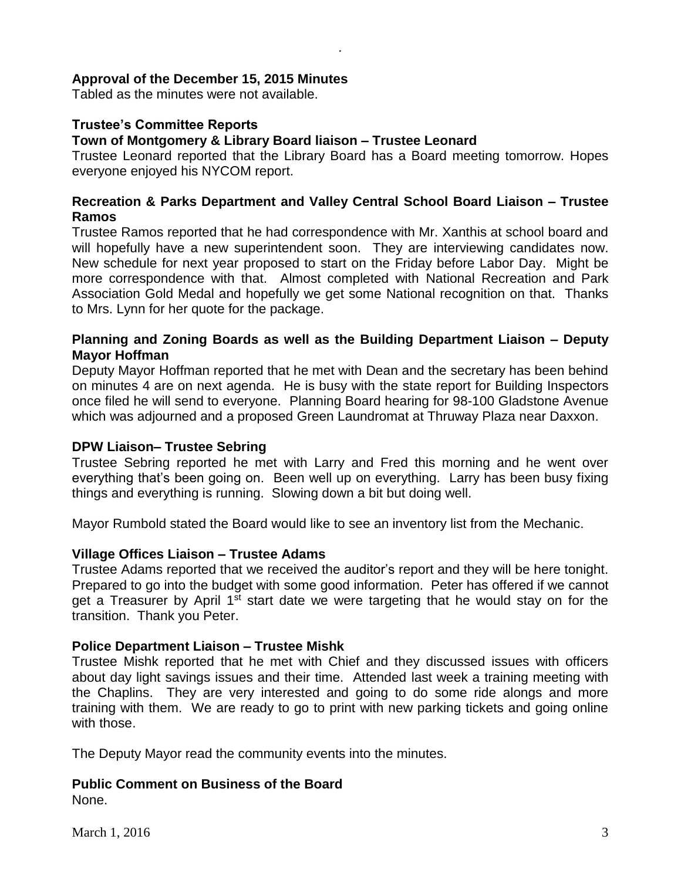**Approval of the December 15, 2015 Minutes**

Tabled as the minutes were not available.

**Trustee's Committee Reports**

**Town of Montgomery & Library Board liaison – Trustee Leonard**

Trustee Leonard reported that the Library Board has a Board meeting tomorrow. Hopes everyone enjoyed his NYCOM report.

**Recreation & Parks Department and Valley Central School Board Liaison – Trustee Ramos**

Trustee Ramos reported that he had correspondence with Mr. Xanthis at school board and will hopefully have a new superintendent soon. They are interviewing candidates now. New schedule for next year proposed to start on the Friday before Labor Day. Might be more correspondence with that. Almost completed with National Recreation and Park Association Gold Medal and hopefully we get some National recognition on that. Thanks to Mrs. Lynn for her quote for the package.

**Planning and Zoning Boards as well as the Building Department Liaison – Deputy Mayor Hoffman**

Deputy Mayor Hoffman reported that he met with Dean and the secretary has been behind on minutes 4 are on next agenda. He is busy with the state report for Building Inspectors once filed he will send to everyone. Planning Board hearing for 98-100 Gladstone Avenue which was adjourned and a proposed Green Laundromat at Thruway Plaza near Daxxon.

**DPW Liaison– Trustee Sebring**

Trustee Sebring reported he met with Larry and Fred this morning and he went over everything that's been going on. Been well up on everything. Larry has been busy fixing things and everything is running. Slowing down a bit but doing well.

Mayor Rumbold stated the Board would like to see an inventory list from the Mechanic.

**Village Offices Liaison – Trustee Adams**

Trustee Adams reported that we received the auditor's report and they will be here tonight. Prepared to go into the budget with some good information. Peter has offered if we cannot get a Treasurer by April 1st start date we were targeting that he would stay on for the transition. Thank you Peter.

**Police Department Liaison – Trustee Mishk**

Trustee Mishk reported that he met with Chief and they discussed issues with officers about day light savings issues and their time. Attended last week a training meeting with the Chaplins. They are very interested and going to do some ride alongs and more training with them. We are ready to go to print with new parking tickets and going online with those.

The Deputy Mayor read the community events into the minutes.

**Public Comment on Business of the Board**

None.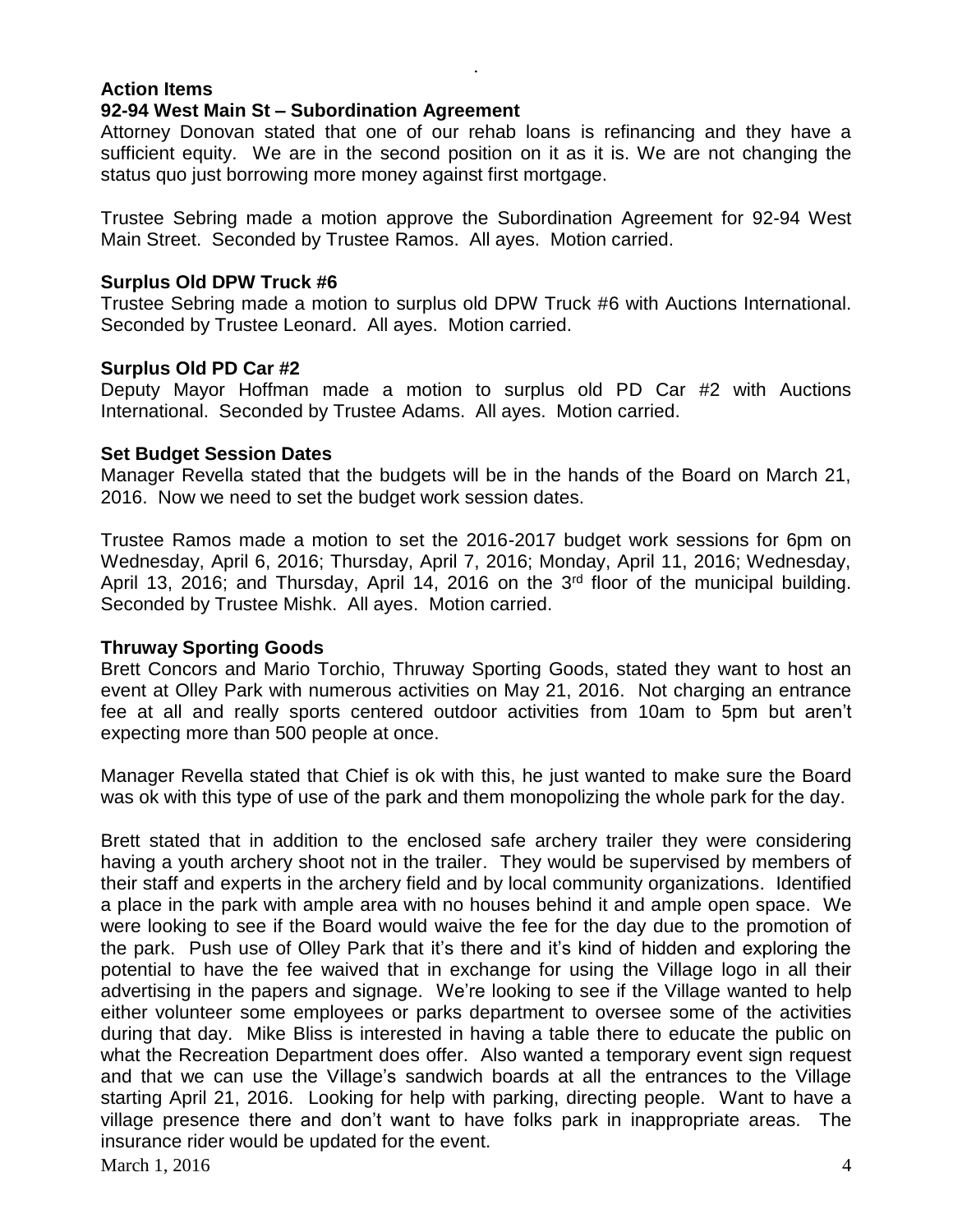**Action Items**

**92-94 West Main St – Subordination Agreement**

Attorney Donovan stated that one of our rehab loans is refinancing and they have a sufficient equity. We are in the second position on it as it is. We are not changing the status quo just borrowing more money against first mortgage.

Trustee Sebring made a motion approve the Subordination Agreement for 92-94 West Main Street. Seconded by Trustee Ramos. All ayes. Motion carried.

**Surplus Old DPW Truck #6**

Trustee Sebring made a motion to surplus old DPW Truck #6 with Auctions International. Seconded by Trustee Leonard. All ayes. Motion carried.

**Surplus Old PD Car #2**

Deputy Mayor Hoffman made a motion to surplus old PD Car #2 with Auctions International. Seconded by Trustee Adams. All ayes. Motion carried.

**Set Budget Session Dates**

Manager Revella stated that the budgets will be in the hands of the Board on March 21, 2016. Now we need to set the budget work session dates.

Trustee Ramos made a motion to set the 2016-2017 budget work sessions for 6pm on Wednesday, April 6, 2016; Thursday, April 7, 2016; Monday, April 11, 2016; Wednesday, April 13, 2016; and Thursday, April 14, 2016 on the 3rd floor of the municipal building. Seconded by Trustee Mishk. All ayes. Motion carried.

**Thruway Sporting Goods**

Brett Concors and Mario Torchio, Thruway Sporting Goods, stated they want to host an event at Olley Park with numerous activities on May 21, 2016. Not charging an entrance fee at all and really sports centered outdoor activities from 10am to 5pm but aren't expecting more than 500 people at once.

Manager Revella stated that Chief is ok with this, he just wanted to make sure the Board was ok with this type of use of the park and them monopolizing the whole park for the day.

Brett stated that in addition to the enclosed safe archery trailer they were considering having a youth archery shoot not in the trailer. They would be supervised by members of their staff and experts in the archery field and by local community organizations. Identified a place in the park with ample area with no houses behind it and ample open space. We were looking to see if the Board would waive the fee for the day due to the promotion of the park. Push use of Olley Park that it's there and it's kind of hidden and exploring the potential to have the fee waived that in exchange for using the Village logo in all their advertising in the papers and signage. We're looking to see if the Village wanted to help either volunteer some employees or parks department to oversee some of the activities during that day. Mike Bliss is interested in having a table there to educate the public on what the Recreation Department does offer. Also wanted a temporary event sign request and that we can use the Village's sandwich boards at all the entrances to the Village starting April 21, 2016. Looking for help with parking, directing people. Want to have a village presence there and don't want to have folks park in inappropriate areas. The insurance rider would be updated for the event.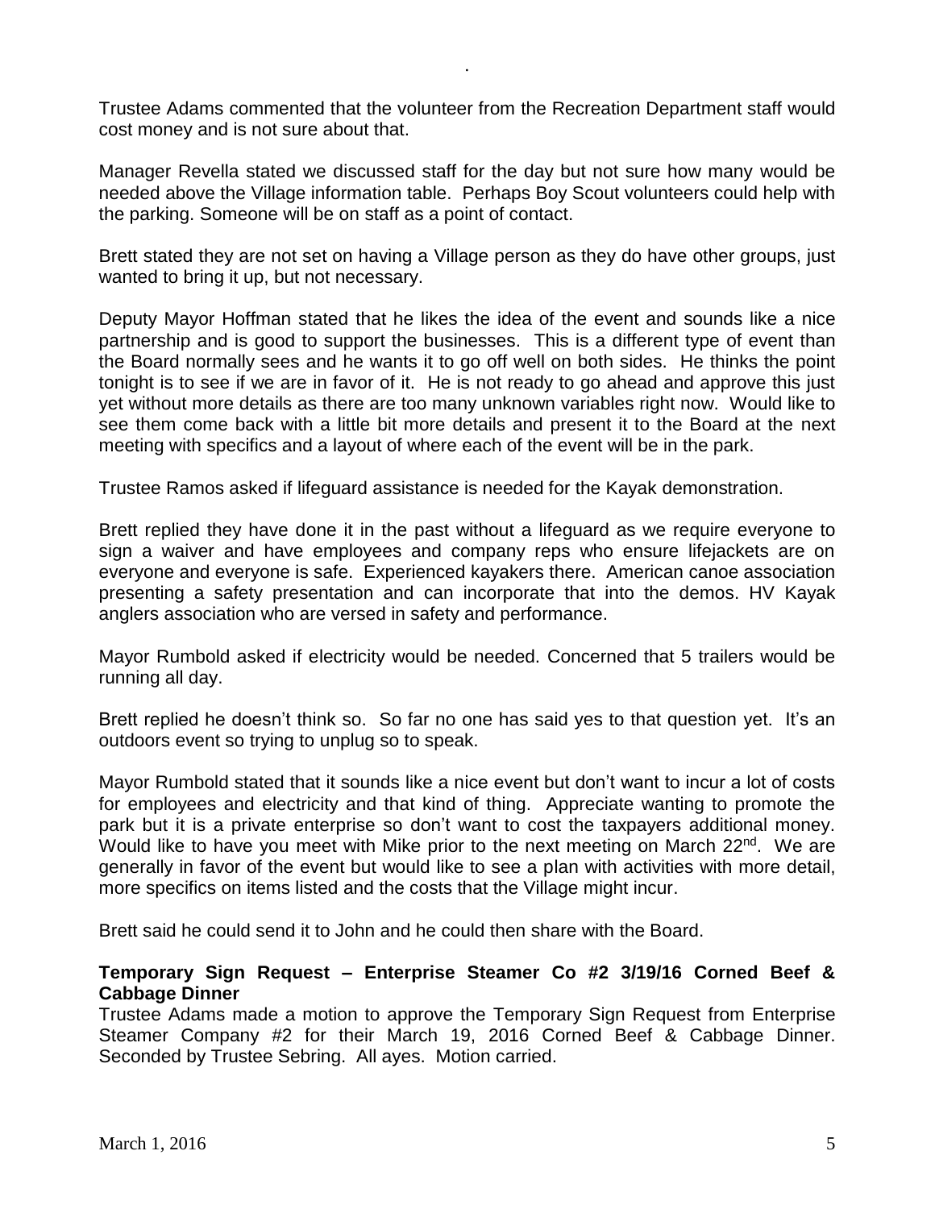Trustee Adams commented that the volunteer from the Recreation Department staff would cost money and is not sure about that.

Manager Revella stated we discussed staff for the day but not sure how many would be needed above the Village information table. Perhaps Boy Scout volunteers could help with the parking. Someone will be on staff as a point of contact.

Brett stated they are not set on having a Village person as they do have other groups, just wanted to bring it up, but not necessary.

Deputy Mayor Hoffman stated that he likes the idea of the event and sounds like a nice partnership and is good to support the businesses. This is a different type of event than the Board normally sees and he wants it to go off well on both sides. He thinks the point tonight is to see if we are in favor of it. He is not ready to go ahead and approve this just yet without more details as there are too many unknown variables right now. Would like to see them come back with a little bit more details and present it to the Board at the next meeting with specifics and a layout of where each of the event will be in the park.

Trustee Ramos asked if lifeguard assistance is needed for the Kayak demonstration.

Brett replied they have done it in the past without a lifeguard as we require everyone to sign a waiver and have employees and company reps who ensure lifejackets are on everyone and everyone is safe. Experienced kayakers there. American canoe association presenting a safety presentation and can incorporate that into the demos. HV Kayak anglers association who are versed in safety and performance.

Mayor Rumbold asked if electricity would be needed. Concerned that 5 trailers would be running all day.

Brett replied he doesn't think so. So far no one has said yes to that question yet. It's an outdoors event so trying to unplug so to speak.

Mayor Rumbold stated that it sounds like a nice event but don't want to incur a lot of costs for employees and electricity and that kind of thing. Appreciate wanting to promote the park but it is a private enterprise so don't want to cost the taxpayers additional money. Would like to have you meet with Mike prior to the next meeting on March 22nd. We are generally in favor of the event but would like to see a plan with activities with more detail, more specifics on items listed and the costs that the Village might incur.

Brett said he could send it to John and he could then share with the Board.

**Temporary Sign Request – Enterprise Steamer Co #2 3/19/16 Corned Beef & Cabbage Dinner**

Trustee Adams made a motion to approve the Temporary Sign Request from Enterprise Steamer Company #2 for their March 19, 2016 Corned Beef & Cabbage Dinner. Seconded by Trustee Sebring. All ayes. Motion carried.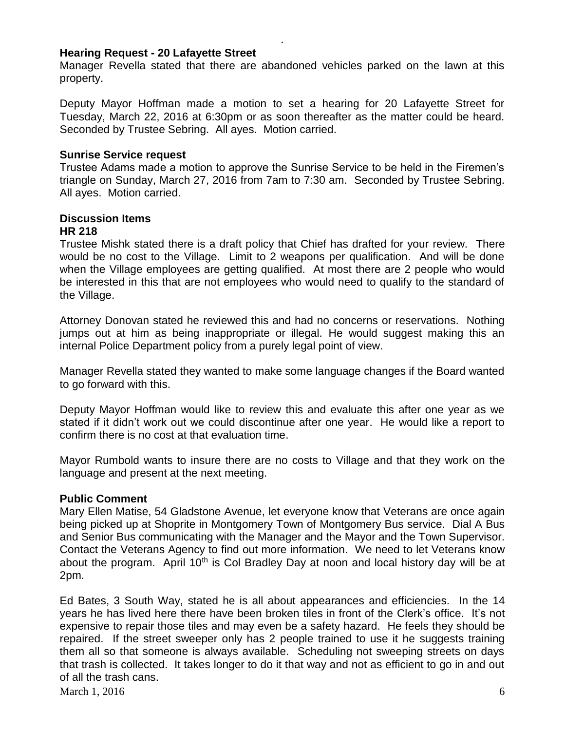**Hearing Request - 20 Lafayette Street**

Manager Revella stated that there are abandoned vehicles parked on the lawn at this property.

Deputy Mayor Hoffman made a motion to set a hearing for 20 Lafayette Street for Tuesday, March 22, 2016 at 6:30pm or as soon thereafter as the matter could be heard. Seconded by Trustee Sebring. All ayes. Motion carried.

**Sunrise Service request**

Trustee Adams made a motion to approve the Sunrise Service to be held in the Firemen's triangle on Sunday, March 27, 2016 from 7am to 7:30 am. Seconded by Trustee Sebring. All ayes. Motion carried.

**Discussion Items**

**HR 218**

Trustee Mishk stated there is a draft policy that Chief has drafted for your review. There would be no cost to the Village. Limit to 2 weapons per qualification. And will be done when the Village employees are getting qualified. At most there are 2 people who would be interested in this that are not employees who would need to qualify to the standard of the Village.

Attorney Donovan stated he reviewed this and had no concerns or reservations. Nothing jumps out at him as being inappropriate or illegal. He would suggest making this an internal Police Department policy from a purely legal point of view.

Manager Revella stated they wanted to make some language changes if the Board wanted to go forward with this.

Deputy Mayor Hoffman would like to review this and evaluate this after one year as we stated if it didn't work out we could discontinue after one year. He would like a report to confirm there is no cost at that evaluation time.

Mayor Rumbold wants to insure there are no costs to Village and that they work on the language and present at the next meeting.

**Public Comment**

Mary Ellen Matise, 54 Gladstone Avenue, let everyone know that Veterans are once again being picked up at Shoprite in Montgomery Town of Montgomery Bus service. Dial A Bus and Senior Bus communicating with the Manager and the Mayor and the Town Supervisor. Contact the Veterans Agency to find out more information. We need to let Veterans know about the program. April 10th is Col Bradley Day at noon and local history day will be at 2pm.

Ed Bates, 3 South Way, stated he is all about appearances and efficiencies. In the 14 years he has lived here there have been broken tiles in front of the Clerk's office. It's not expensive to repair those tiles and may even be a safety hazard. He feels they should be repaired. If the street sweeper only has 2 people trained to use it he suggests training them all so that someone is always available. Scheduling not sweeping streets on days that trash is collected. It takes longer to do it that way and not as efficient to go in and out of all the trash cans.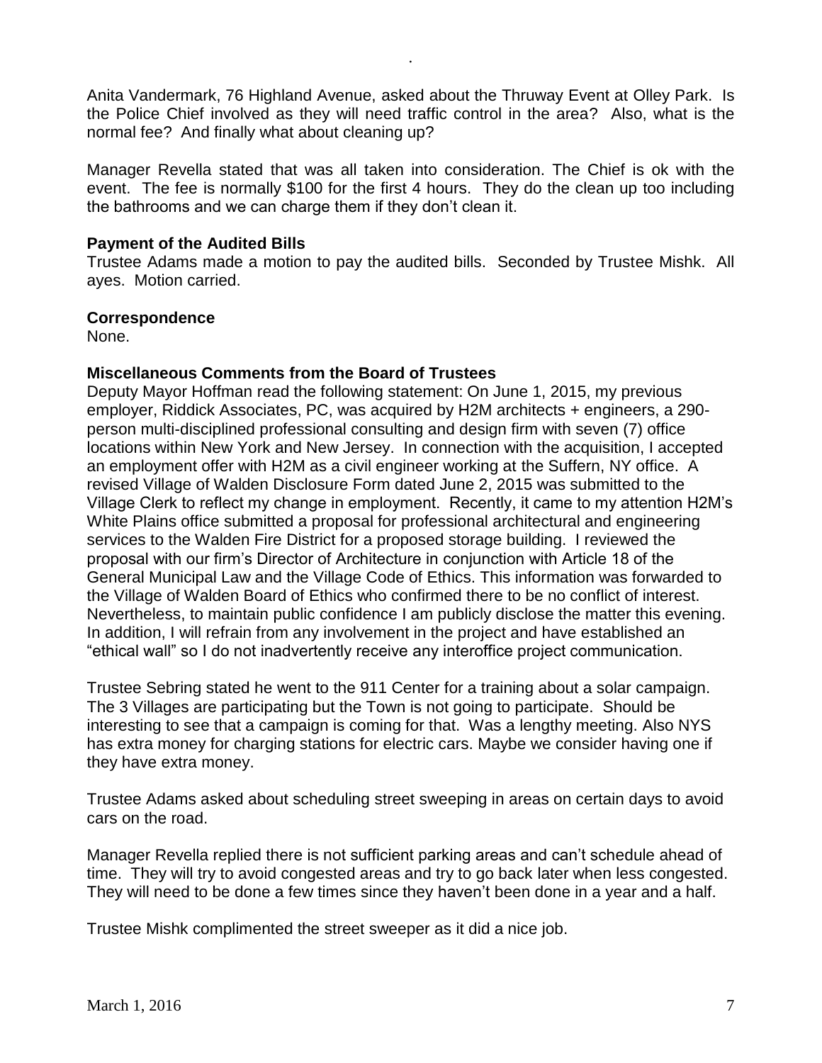Anita Vandermark, 76 Highland Avenue, asked about the Thruway Event at Olley Park. Is the Police Chief involved as they will need traffic control in the area? Also, what is the normal fee? And finally what about cleaning up?

Manager Revella stated that was all taken into consideration. The Chief is ok with the event. The fee is normally $100 for the first 4 hours. They do the clean up too including the bathrooms and we can charge them if they don't clean it.

**Payment of the Audited Bills**

Trustee Adams made a motion to pay the audited bills. Seconded by Trustee Mishk. All ayes. Motion carried.

**Correspondence**

None.

**Miscellaneous Comments from the Board of Trustees**

Deputy Mayor Hoffman read the following statement: On June 1, 2015, my previous employer, Riddick Associates, PC, was acquired by H2M architects + engineers, a 290-person multi-disciplined professional consulting and design firm with seven (7) office locations within New York and New Jersey. In connection with the acquisition, I accepted an employment offer with H2M as a civil engineer working at the Suffern, NY office. A revised Village of Walden Disclosure Form dated June 2, 2015 was submitted to the Village Clerk to reflect my change in employment. Recently, it came to my attention H2M's White Plains office submitted a proposal for professional architectural and engineering services to the Walden Fire District for a proposed storage building. I reviewed the proposal with our firm's Director of Architecture in conjunction with Article 18 of the General Municipal Law and the Village Code of Ethics. This information was forwarded to the Village of Walden Board of Ethics who confirmed there to be no conflict of interest. Nevertheless, to maintain public confidence I am publicly disclose the matter this evening. In addition, I will refrain from any involvement in the project and have established an "ethical wall" so I do not inadvertently receive any interoffice project communication.

Trustee Sebring stated he went to the 911 Center for a training about a solar campaign. The 3 Villages are participating but the Town is not going to participate. Should be interesting to see that a campaign is coming for that. Was a lengthy meeting. Also NYS has extra money for charging stations for electric cars. Maybe we consider having one if they have extra money.

Trustee Adams asked about scheduling street sweeping in areas on certain days to avoid cars on the road.

Manager Revella replied there is not sufficient parking areas and can't schedule ahead of time. They will try to avoid congested areas and try to go back later when less congested. They will need to be done a few times since they haven't been done in a year and a half.

Trustee Mishk complimented the street sweeper as it did a nice job.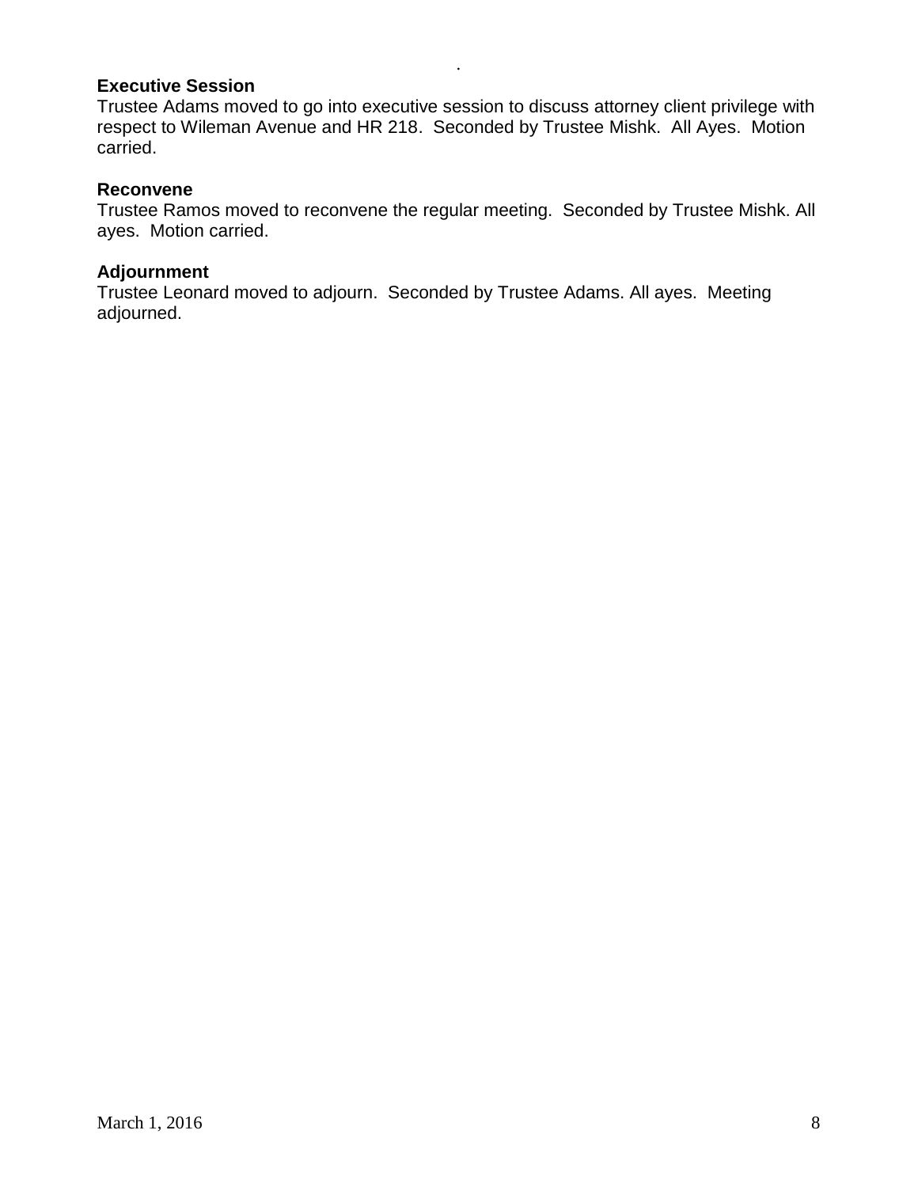**Executive Session**

Trustee Adams moved to go into executive session to discuss attorney client privilege with respect to Wileman Avenue and HR 218. Seconded by Trustee Mishk. All Ayes. Motion carried.

**Reconvene**

Trustee Ramos moved to reconvene the regular meeting. Seconded by Trustee Mishk. All ayes. Motion carried.

**Adjournment**

Trustee Leonard moved to adjourn. Seconded by Trustee Adams. All ayes. Meeting adjourned.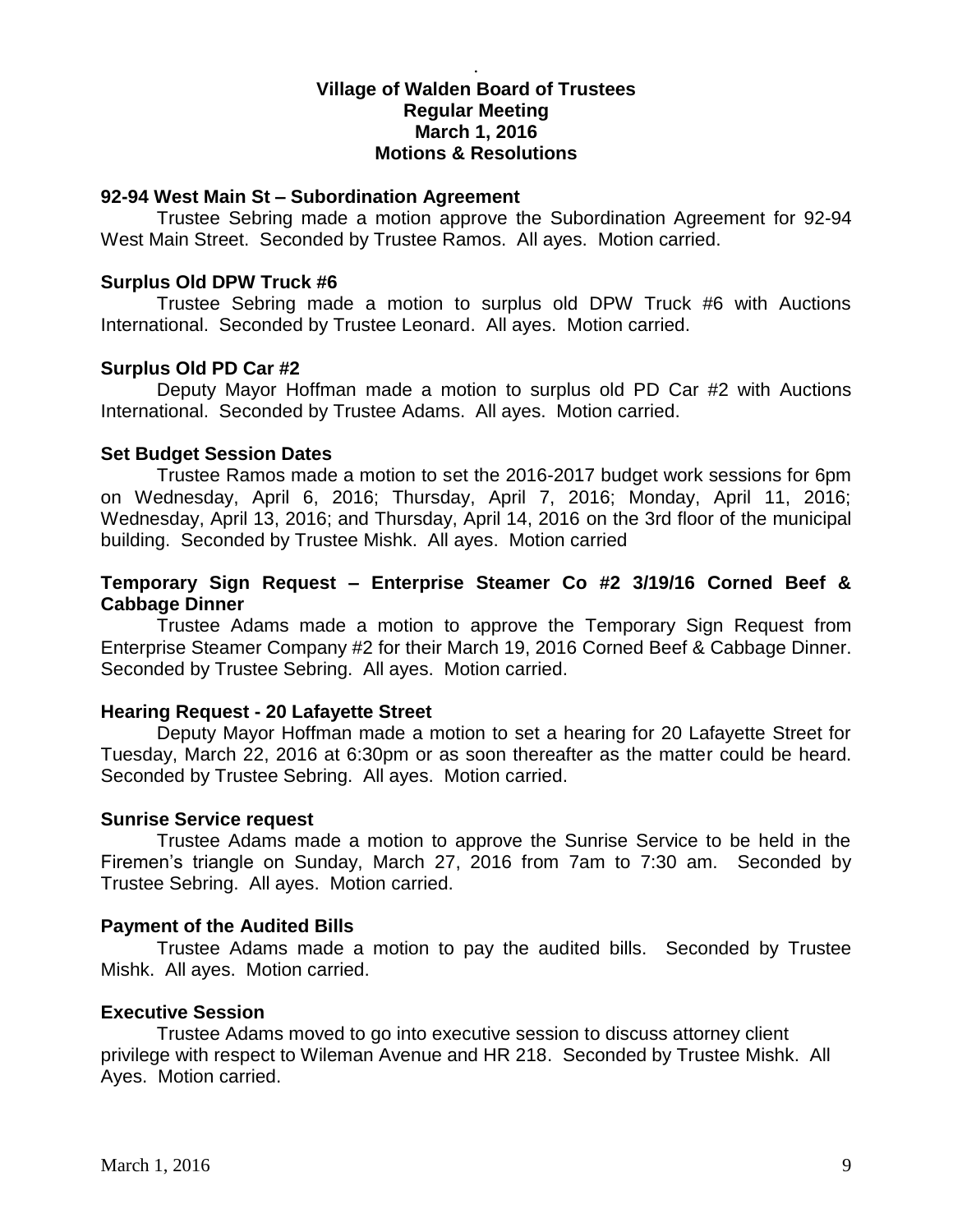# Village of Walden Board of Trustees
## Regular Meeting
## March 1, 2016
## Motions & Resolutions

**92-94 West Main St – Subordination Agreement**

Trustee Sebring made a motion approve the Subordination Agreement for 92-94 West Main Street. Seconded by Trustee Ramos. All ayes. Motion carried.

**Surplus Old DPW Truck #6**

Trustee Sebring made a motion to surplus old DPW Truck #6 with Auctions International. Seconded by Trustee Leonard. All ayes. Motion carried.

**Surplus Old PD Car #2**

Deputy Mayor Hoffman made a motion to surplus old PD Car #2 with Auctions International. Seconded by Trustee Adams. All ayes. Motion carried.

**Set Budget Session Dates**

Trustee Ramos made a motion to set the 2016-2017 budget work sessions for 6pm on Wednesday, April 6, 2016; Thursday, April 7, 2016; Monday, April 11, 2016; Wednesday, April 13, 2016; and Thursday, April 14, 2016 on the 3rd floor of the municipal building. Seconded by Trustee Mishk. All ayes. Motion carried

**Temporary Sign Request – Enterprise Steamer Co #2 3/19/16 Corned Beef & Cabbage Dinner**

Trustee Adams made a motion to approve the Temporary Sign Request from Enterprise Steamer Company #2 for their March 19, 2016 Corned Beef & Cabbage Dinner. Seconded by Trustee Sebring. All ayes. Motion carried.

**Hearing Request - 20 Lafayette Street**

Deputy Mayor Hoffman made a motion to set a hearing for 20 Lafayette Street for Tuesday, March 22, 2016 at 6:30pm or as soon thereafter as the matter could be heard. Seconded by Trustee Sebring. All ayes. Motion carried.

**Sunrise Service request**

Trustee Adams made a motion to approve the Sunrise Service to be held in the Firemen's triangle on Sunday, March 27, 2016 from 7am to 7:30 am. Seconded by Trustee Sebring. All ayes. Motion carried.

**Payment of the Audited Bills**

Trustee Adams made a motion to pay the audited bills. Seconded by Trustee Mishk. All ayes. Motion carried.

**Executive Session**

Trustee Adams moved to go into executive session to discuss attorney client privilege with respect to Wileman Avenue and HR 218. Seconded by Trustee Mishk. All Ayes. Motion carried.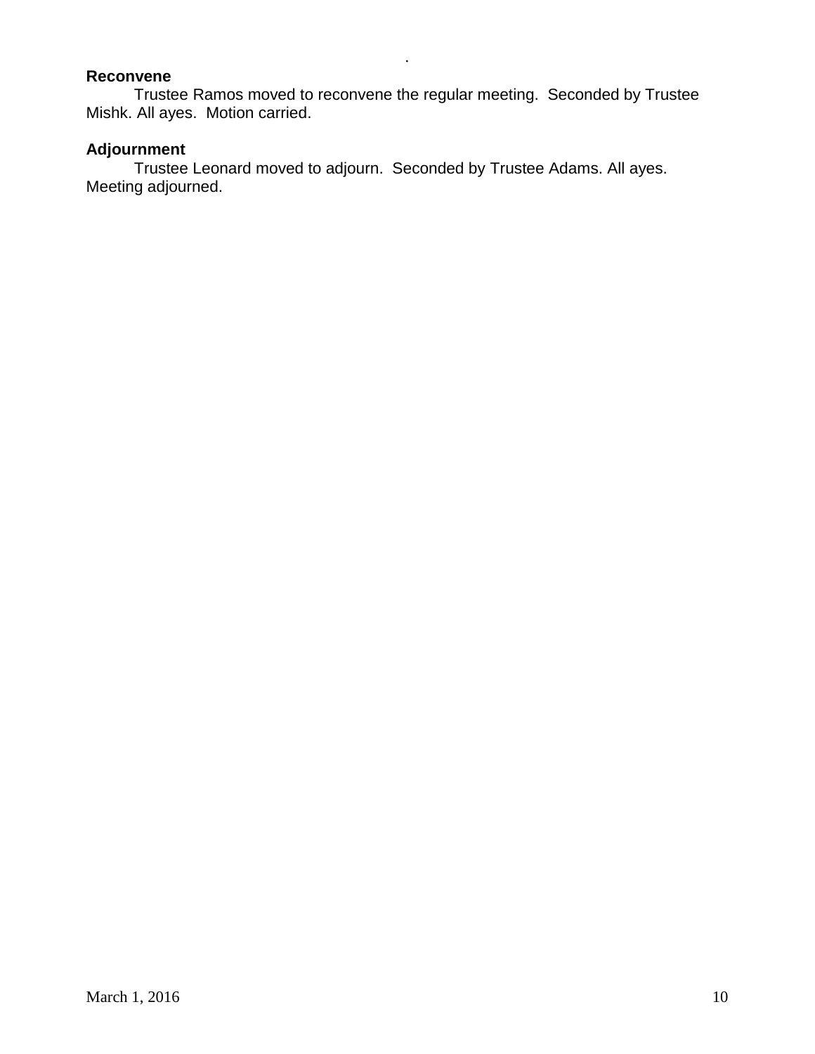**Reconvene**

Trustee Ramos moved to reconvene the regular meeting. Seconded by Trustee Mishk. All ayes. Motion carried.

**Adjournment**

Trustee Leonard moved to adjourn. Seconded by Trustee Adams. All ayes. Meeting adjourned.